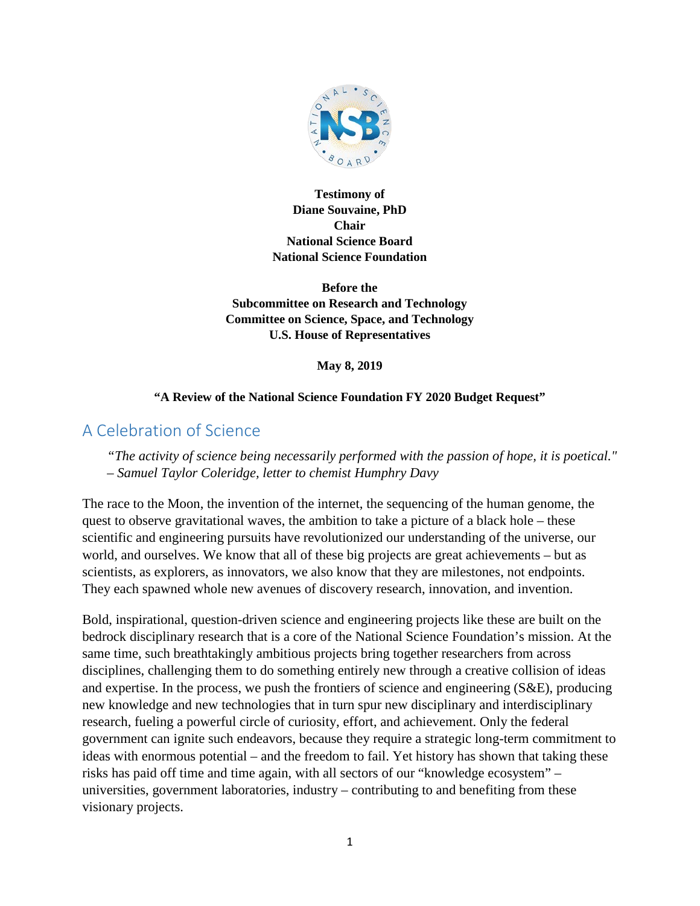**Testimony of**
**Diane Souvaine, PhD**
**Chair**
**National Science Board**
**National Science Foundation**

**Before the**
**Subcommittee on Research and Technology**
**Committee on Science, Space, and Technology**
**U.S. House of Representatives**

**May 8, 2019**

**"A Review of the National Science Foundation FY 2020 Budget Request"**

## A Celebration of Science

> *"The activity of science being necessarily performed with the passion of hope, it is poetical."*
> *– Samuel Taylor Coleridge, letter to chemist Humphry Davy*

The race to the Moon, the invention of the internet, the sequencing of the human genome, the quest to observe gravitational waves, the ambition to take a picture of a black hole – these scientific and engineering pursuits have revolutionized our understanding of the universe, our world, and ourselves. We know that all of these big projects are great achievements – but as scientists, as explorers, as innovators, we also know that they are milestones, not endpoints. They each spawned whole new avenues of discovery research, innovation, and invention.

Bold, inspirational, question-driven science and engineering projects like these are built on the bedrock disciplinary research that is a core of the National Science Foundation's mission. At the same time, such breathtakingly ambitious projects bring together researchers from across disciplines, challenging them to do something entirely new through a creative collision of ideas and expertise. In the process, we push the frontiers of science and engineering (S&E), producing new knowledge and new technologies that in turn spur new disciplinary and interdisciplinary research, fueling a powerful circle of curiosity, effort, and achievement. Only the federal government can ignite such endeavors, because they require a strategic long-term commitment to ideas with enormous potential – and the freedom to fail. Yet history has shown that taking these risks has paid off time and time again, with all sectors of our "knowledge ecosystem" – universities, government laboratories, industry – contributing to and benefiting from these visionary projects.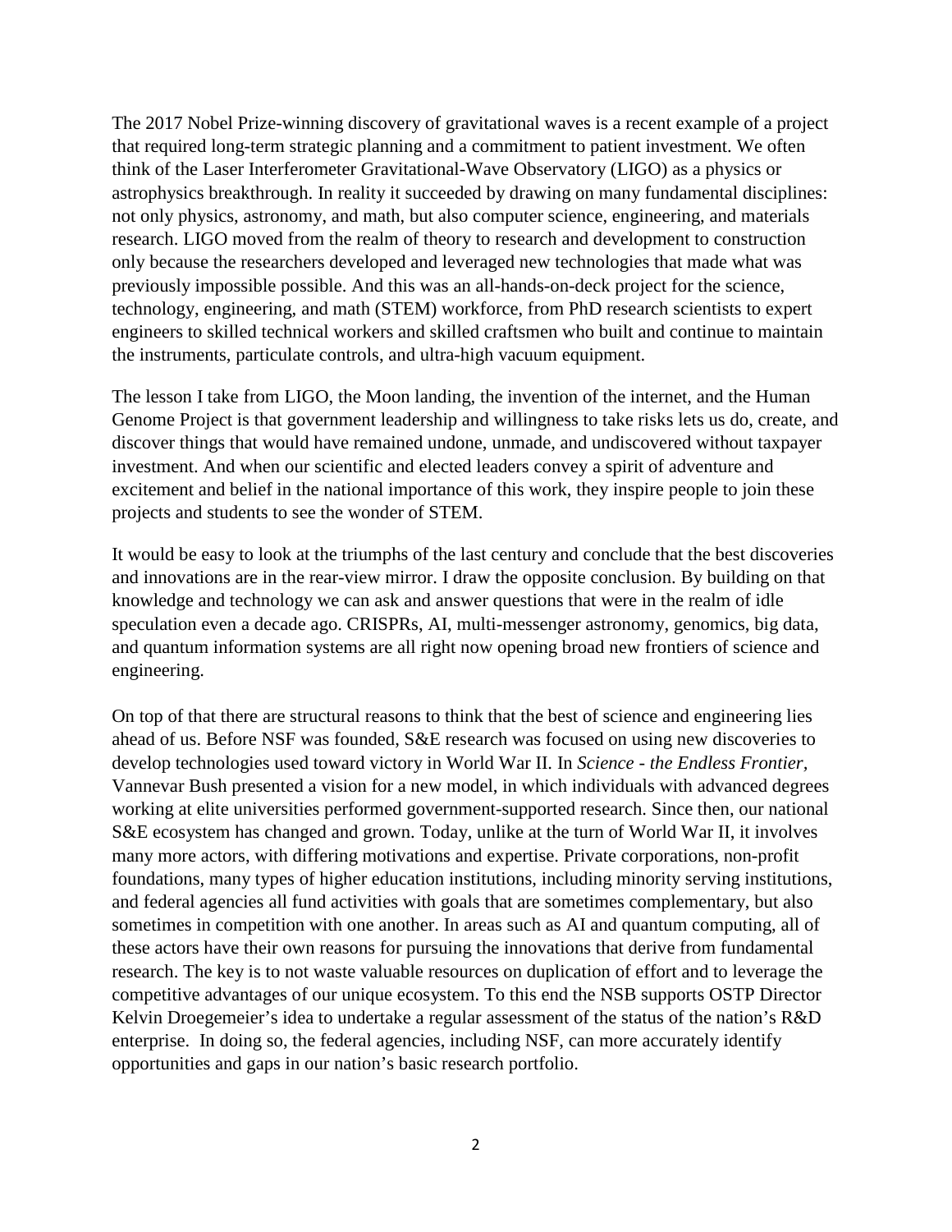The 2017 Nobel Prize-winning discovery of gravitational waves is a recent example of a project that required long-term strategic planning and a commitment to patient investment. We often think of the Laser Interferometer Gravitational-Wave Observatory (LIGO) as a physics or astrophysics breakthrough. In reality it succeeded by drawing on many fundamental disciplines: not only physics, astronomy, and math, but also computer science, engineering, and materials research. LIGO moved from the realm of theory to research and development to construction only because the researchers developed and leveraged new technologies that made what was previously impossible possible. And this was an all-hands-on-deck project for the science, technology, engineering, and math (STEM) workforce, from PhD research scientists to expert engineers to skilled technical workers and skilled craftsmen who built and continue to maintain the instruments, particulate controls, and ultra-high vacuum equipment.

The lesson I take from LIGO, the Moon landing, the invention of the internet, and the Human Genome Project is that government leadership and willingness to take risks lets us do, create, and discover things that would have remained undone, unmade, and undiscovered without taxpayer investment. And when our scientific and elected leaders convey a spirit of adventure and excitement and belief in the national importance of this work, they inspire people to join these projects and students to see the wonder of STEM.

It would be easy to look at the triumphs of the last century and conclude that the best discoveries and innovations are in the rear-view mirror. I draw the opposite conclusion. By building on that knowledge and technology we can ask and answer questions that were in the realm of idle speculation even a decade ago. CRISPRs, AI, multi-messenger astronomy, genomics, big data, and quantum information systems are all right now opening broad new frontiers of science and engineering.

On top of that there are structural reasons to think that the best of science and engineering lies ahead of us. Before NSF was founded, S&E research was focused on using new discoveries to develop technologies used toward victory in World War II. In *Science - the Endless Frontier*, Vannevar Bush presented a vision for a new model, in which individuals with advanced degrees working at elite universities performed government-supported research. Since then, our national S&E ecosystem has changed and grown. Today, unlike at the turn of World War II, it involves many more actors, with differing motivations and expertise. Private corporations, non-profit foundations, many types of higher education institutions, including minority serving institutions, and federal agencies all fund activities with goals that are sometimes complementary, but also sometimes in competition with one another. In areas such as AI and quantum computing, all of these actors have their own reasons for pursuing the innovations that derive from fundamental research. The key is to not waste valuable resources on duplication of effort and to leverage the competitive advantages of our unique ecosystem. To this end the NSB supports OSTP Director Kelvin Droegemeier's idea to undertake a regular assessment of the status of the nation's R&D enterprise. In doing so, the federal agencies, including NSF, can more accurately identify opportunities and gaps in our nation's basic research portfolio.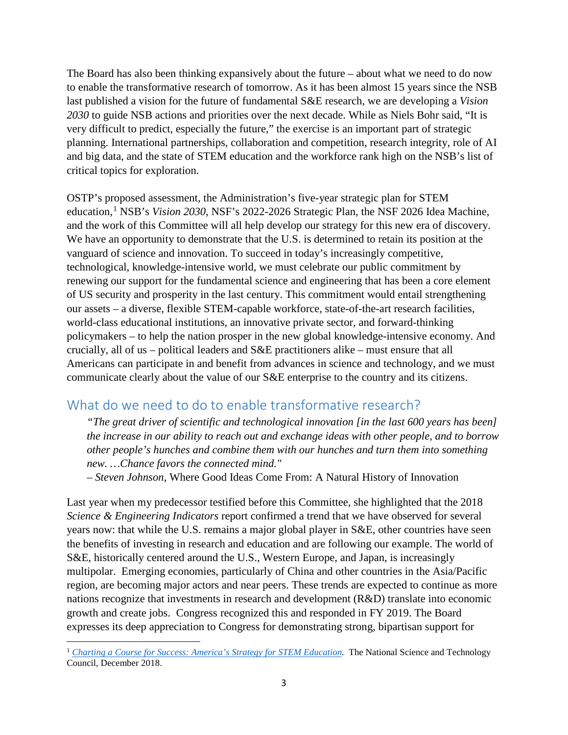The Board has also been thinking expansively about the future – about what we need to do now to enable the transformative research of tomorrow. As it has been almost 15 years since the NSB last published a vision for the future of fundamental S&E research, we are developing a *Vision 2030* to guide NSB actions and priorities over the next decade. While as Niels Bohr said, "It is very difficult to predict, especially the future," the exercise is an important part of strategic planning. International partnerships, collaboration and competition, research integrity, role of AI and big data, and the state of STEM education and the workforce rank high on the NSB's list of critical topics for exploration.

OSTP's proposed assessment, the Administration's five-year strategic plan for STEM education,[1] NSB's *Vision 2030*, NSF's 2022-2026 Strategic Plan, the NSF 2026 Idea Machine, and the work of this Committee will all help develop our strategy for this new era of discovery. We have an opportunity to demonstrate that the U.S. is determined to retain its position at the vanguard of science and innovation. To succeed in today's increasingly competitive, technological, knowledge-intensive world, we must celebrate our public commitment by renewing our support for the fundamental science and engineering that has been a core element of US security and prosperity in the last century. This commitment would entail strengthening our assets – a diverse, flexible STEM-capable workforce, state-of-the-art research facilities, world-class educational institutions, an innovative private sector, and forward-thinking policymakers – to help the nation prosper in the new global knowledge-intensive economy. And crucially, all of us – political leaders and S&E practitioners alike – must ensure that all Americans can participate in and benefit from advances in science and technology, and we must communicate clearly about the value of our S&E enterprise to the country and its citizens.

## What do we need to do to enable transformative research?

> *"The great driver of scientific and technological innovation [in the last 600 years has been] the increase in our ability to reach out and exchange ideas with other people, and to borrow other people's hunches and combine them with our hunches and turn them into something new. …Chance favors the connected mind."*
>
> *– Steven Johnson,* Where Good Ideas Come From: A Natural History of Innovation

Last year when my predecessor testified before this Committee, she highlighted that the 2018 *Science & Engineering Indicators* report confirmed a trend that we have observed for several years now: that while the U.S. remains a major global player in S&E, other countries have seen the benefits of investing in research and education and are following our example. The world of S&E, historically centered around the U.S., Western Europe, and Japan, is increasingly multipolar. Emerging economies, particularly of China and other countries in the Asia/Pacific region, are becoming major actors and near peers. These trends are expected to continue as more nations recognize that investments in research and development (R&D) translate into economic growth and create jobs. Congress recognized this and responded in FY 2019. The Board expresses its deep appreciation to Congress for demonstrating strong, bipartisan support for

---

[1] *Charting a Course for Success: America's Strategy for STEM Education.* The National Science and Technology Council, December 2018.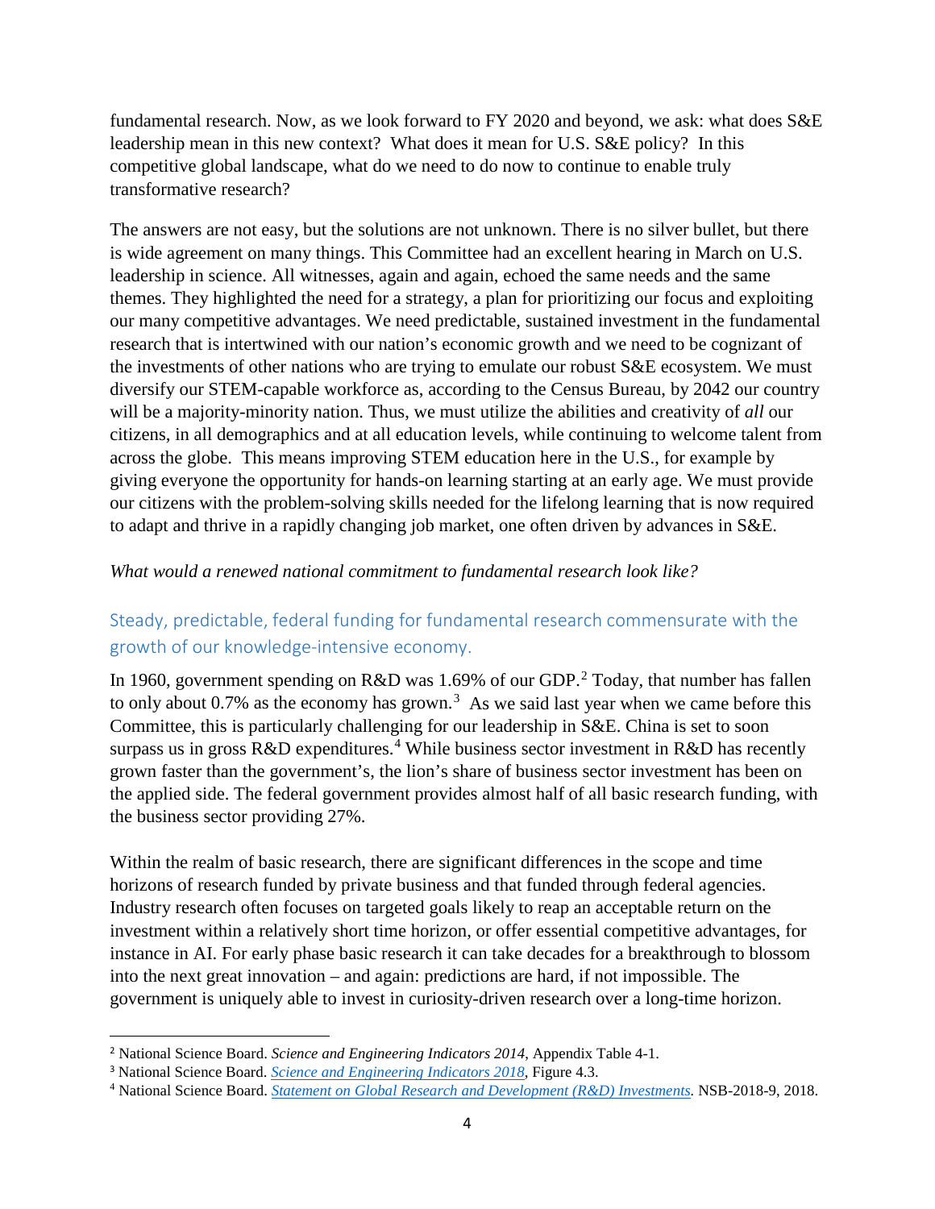fundamental research. Now, as we look forward to FY 2020 and beyond, we ask: what does S&E leadership mean in this new context? What does it mean for U.S. S&E policy? In this competitive global landscape, what do we need to do now to continue to enable truly transformative research?

The answers are not easy, but the solutions are not unknown. There is no silver bullet, but there is wide agreement on many things. This Committee had an excellent hearing in March on U.S. leadership in science. All witnesses, again and again, echoed the same needs and the same themes. They highlighted the need for a strategy, a plan for prioritizing our focus and exploiting our many competitive advantages. We need predictable, sustained investment in the fundamental research that is intertwined with our nation's economic growth and we need to be cognizant of the investments of other nations who are trying to emulate our robust S&E ecosystem. We must diversify our STEM-capable workforce as, according to the Census Bureau, by 2042 our country will be a majority-minority nation. Thus, we must utilize the abilities and creativity of *all* our citizens, in all demographics and at all education levels, while continuing to welcome talent from across the globe. This means improving STEM education here in the U.S., for example by giving everyone the opportunity for hands-on learning starting at an early age. We must provide our citizens with the problem-solving skills needed for the lifelong learning that is now required to adapt and thrive in a rapidly changing job market, one often driven by advances in S&E.

*What would a renewed national commitment to fundamental research look like?*

## Steady, predictable, federal funding for fundamental research commensurate with the growth of our knowledge-intensive economy.

In 1960, government spending on R&D was 1.69% of our GDP.[2] Today, that number has fallen to only about 0.7% as the economy has grown.[3] As we said last year when we came before this Committee, this is particularly challenging for our leadership in S&E. China is set to soon surpass us in gross R&D expenditures.[4] While business sector investment in R&D has recently grown faster than the government's, the lion's share of business sector investment has been on the applied side. The federal government provides almost half of all basic research funding, with the business sector providing 27%.

Within the realm of basic research, there are significant differences in the scope and time horizons of research funded by private business and that funded through federal agencies. Industry research often focuses on targeted goals likely to reap an acceptable return on the investment within a relatively short time horizon, or offer essential competitive advantages, for instance in AI. For early phase basic research it can take decades for a breakthrough to blossom into the next great innovation – and again: predictions are hard, if not impossible. The government is uniquely able to invest in curiosity-driven research over a long-time horizon.

---

[2] National Science Board. *Science and Engineering Indicators 2014*, Appendix Table 4-1.

[3] National Science Board. *Science and Engineering Indicators 2018*, Figure 4.3.

[4] National Science Board. *Statement on Global Research and Development (R&D) Investments.* NSB-2018-9, 2018.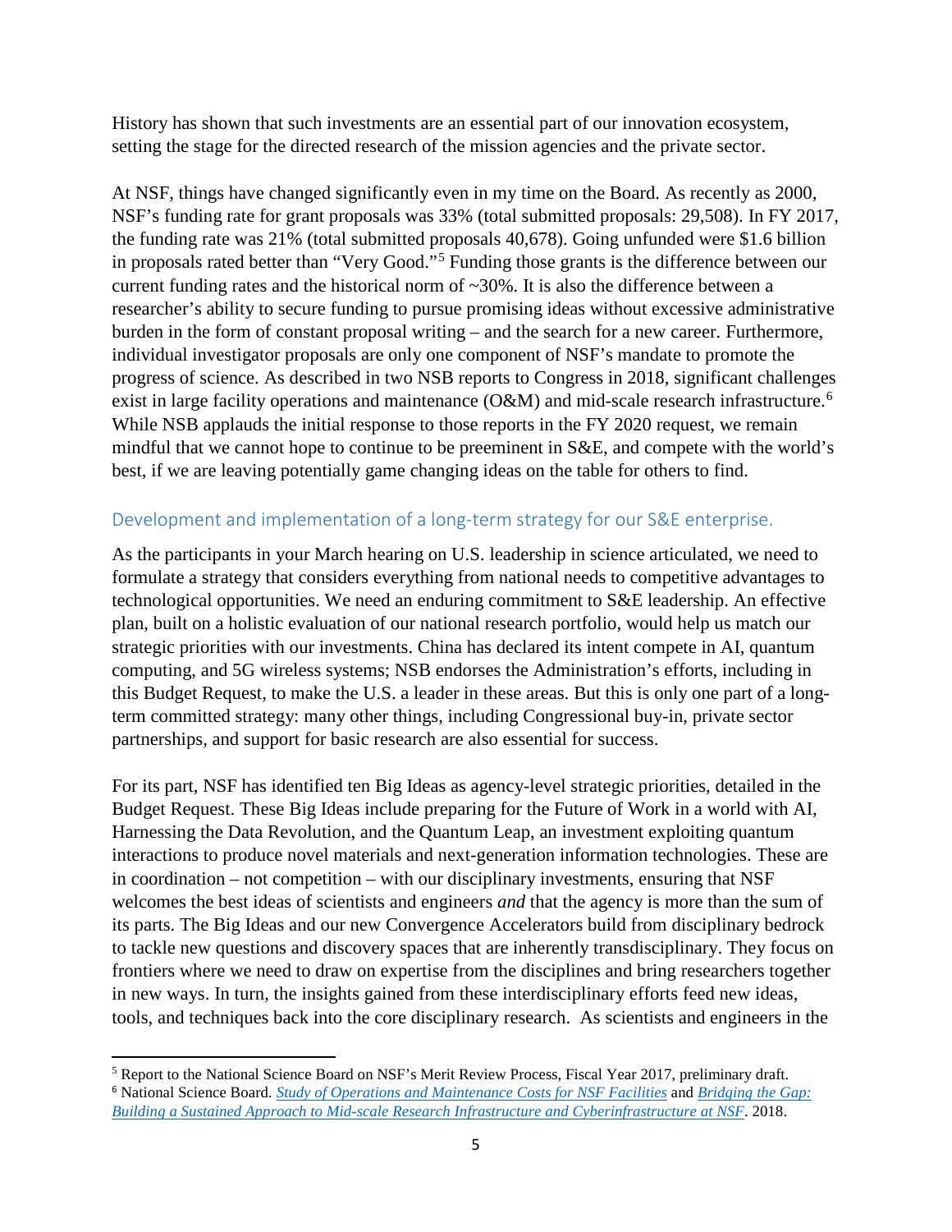History has shown that such investments are an essential part of our innovation ecosystem, setting the stage for the directed research of the mission agencies and the private sector.

At NSF, things have changed significantly even in my time on the Board. As recently as 2000, NSF's funding rate for grant proposals was 33% (total submitted proposals: 29,508). In FY 2017, the funding rate was 21% (total submitted proposals 40,678). Going unfunded were $1.6 billion in proposals rated better than "Very Good."[5] Funding those grants is the difference between our current funding rates and the historical norm of ~30%. It is also the difference between a researcher's ability to secure funding to pursue promising ideas without excessive administrative burden in the form of constant proposal writing – and the search for a new career. Furthermore, individual investigator proposals are only one component of NSF's mandate to promote the progress of science. As described in two NSB reports to Congress in 2018, significant challenges exist in large facility operations and maintenance (O&M) and mid-scale research infrastructure.[6] While NSB applauds the initial response to those reports in the FY 2020 request, we remain mindful that we cannot hope to continue to be preeminent in S&E, and compete with the world's best, if we are leaving potentially game changing ideas on the table for others to find.

## Development and implementation of a long-term strategy for our S&E enterprise.

As the participants in your March hearing on U.S. leadership in science articulated, we need to formulate a strategy that considers everything from national needs to competitive advantages to technological opportunities. We need an enduring commitment to S&E leadership. An effective plan, built on a holistic evaluation of our national research portfolio, would help us match our strategic priorities with our investments. China has declared its intent compete in AI, quantum computing, and 5G wireless systems; NSB endorses the Administration's efforts, including in this Budget Request, to make the U.S. a leader in these areas. But this is only one part of a long-term committed strategy: many other things, including Congressional buy-in, private sector partnerships, and support for basic research are also essential for success.

For its part, NSF has identified ten Big Ideas as agency-level strategic priorities, detailed in the Budget Request. These Big Ideas include preparing for the Future of Work in a world with AI, Harnessing the Data Revolution, and the Quantum Leap, an investment exploiting quantum interactions to produce novel materials and next-generation information technologies. These are in coordination – not competition – with our disciplinary investments, ensuring that NSF welcomes the best ideas of scientists and engineers *and* that the agency is more than the sum of its parts. The Big Ideas and our new Convergence Accelerators build from disciplinary bedrock to tackle new questions and discovery spaces that are inherently transdisciplinary. They focus on frontiers where we need to draw on expertise from the disciplines and bring researchers together in new ways. In turn, the insights gained from these interdisciplinary efforts feed new ideas, tools, and techniques back into the core disciplinary research. As scientists and engineers in the

---

[5] Report to the National Science Board on NSF's Merit Review Process, Fiscal Year 2017, preliminary draft.

[6] National Science Board. *Study of Operations and Maintenance Costs for NSF Facilities* and *Bridging the Gap: Building a Sustained Approach to Mid-scale Research Infrastructure and Cyberinfrastructure at NSF*. 2018.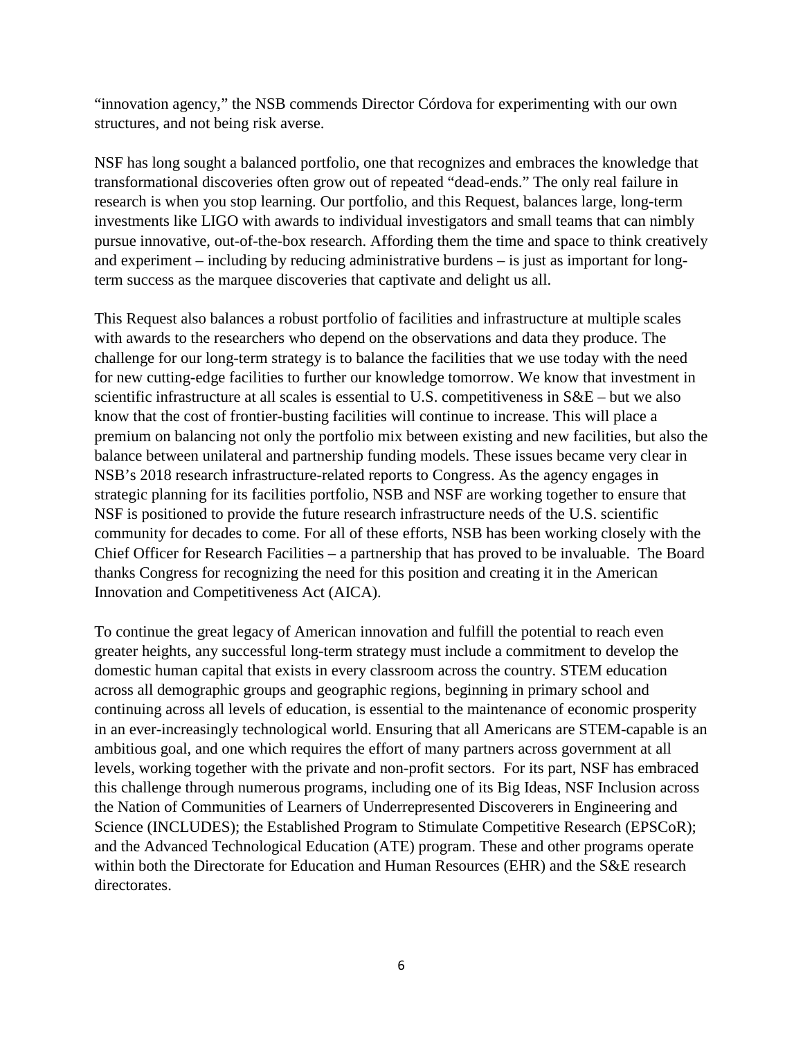"innovation agency," the NSB commends Director Córdova for experimenting with our own structures, and not being risk averse.

NSF has long sought a balanced portfolio, one that recognizes and embraces the knowledge that transformational discoveries often grow out of repeated "dead-ends." The only real failure in research is when you stop learning. Our portfolio, and this Request, balances large, long-term investments like LIGO with awards to individual investigators and small teams that can nimbly pursue innovative, out-of-the-box research. Affording them the time and space to think creatively and experiment – including by reducing administrative burdens – is just as important for long-term success as the marquee discoveries that captivate and delight us all.

This Request also balances a robust portfolio of facilities and infrastructure at multiple scales with awards to the researchers who depend on the observations and data they produce. The challenge for our long-term strategy is to balance the facilities that we use today with the need for new cutting-edge facilities to further our knowledge tomorrow. We know that investment in scientific infrastructure at all scales is essential to U.S. competitiveness in S&E – but we also know that the cost of frontier-busting facilities will continue to increase. This will place a premium on balancing not only the portfolio mix between existing and new facilities, but also the balance between unilateral and partnership funding models. These issues became very clear in NSB's 2018 research infrastructure-related reports to Congress. As the agency engages in strategic planning for its facilities portfolio, NSB and NSF are working together to ensure that NSF is positioned to provide the future research infrastructure needs of the U.S. scientific community for decades to come. For all of these efforts, NSB has been working closely with the Chief Officer for Research Facilities – a partnership that has proved to be invaluable. The Board thanks Congress for recognizing the need for this position and creating it in the American Innovation and Competitiveness Act (AICA).

To continue the great legacy of American innovation and fulfill the potential to reach even greater heights, any successful long-term strategy must include a commitment to develop the domestic human capital that exists in every classroom across the country. STEM education across all demographic groups and geographic regions, beginning in primary school and continuing across all levels of education, is essential to the maintenance of economic prosperity in an ever-increasingly technological world. Ensuring that all Americans are STEM-capable is an ambitious goal, and one which requires the effort of many partners across government at all levels, working together with the private and non-profit sectors. For its part, NSF has embraced this challenge through numerous programs, including one of its Big Ideas, NSF Inclusion across the Nation of Communities of Learners of Underrepresented Discoverers in Engineering and Science (INCLUDES); the Established Program to Stimulate Competitive Research (EPSCoR); and the Advanced Technological Education (ATE) program. These and other programs operate within both the Directorate for Education and Human Resources (EHR) and the S&E research directorates.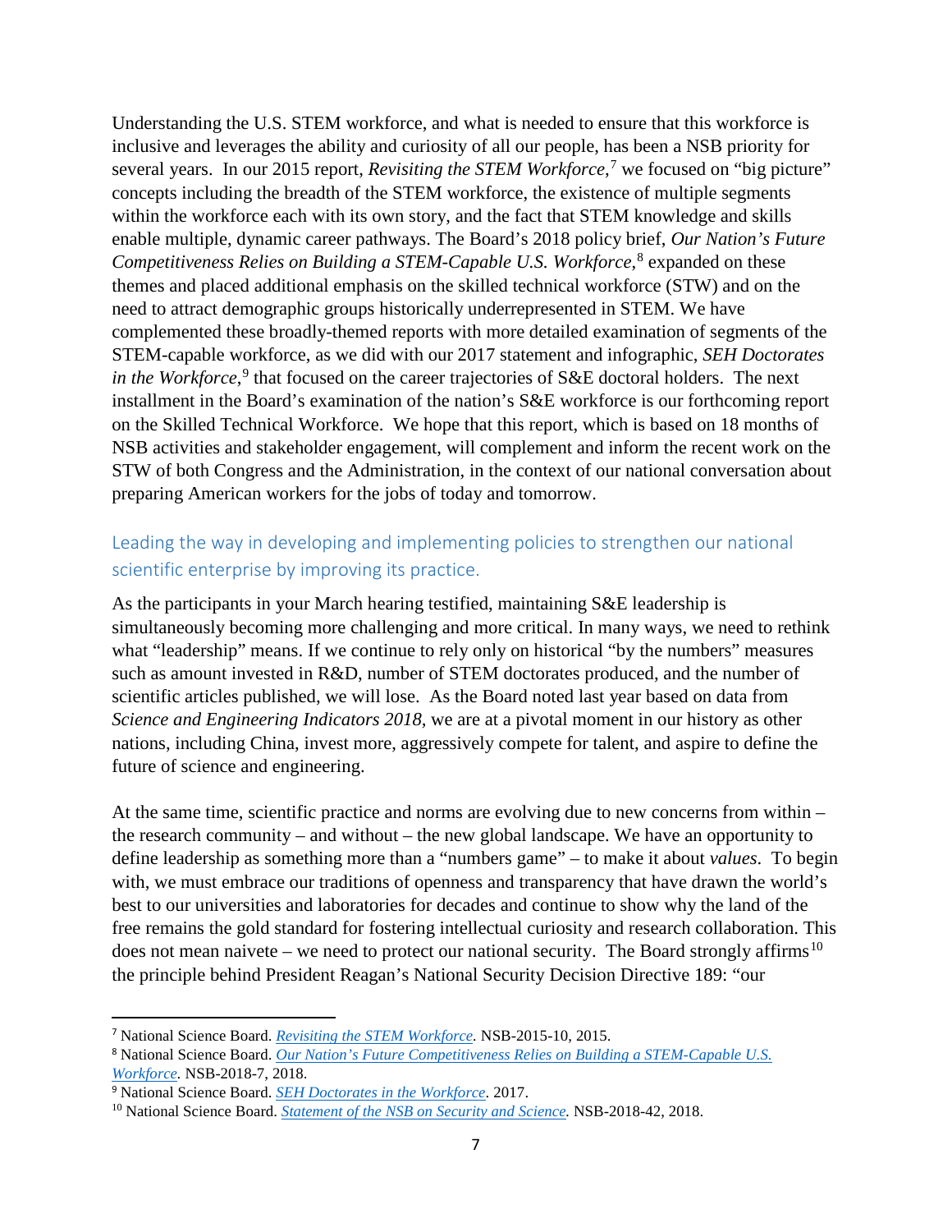Understanding the U.S. STEM workforce, and what is needed to ensure that this workforce is inclusive and leverages the ability and curiosity of all our people, has been a NSB priority for several years. In our 2015 report, *Revisiting the STEM Workforce*,[7] we focused on "big picture" concepts including the breadth of the STEM workforce, the existence of multiple segments within the workforce each with its own story, and the fact that STEM knowledge and skills enable multiple, dynamic career pathways. The Board's 2018 policy brief, *Our Nation's Future Competitiveness Relies on Building a STEM-Capable U.S. Workforce*,[8] expanded on these themes and placed additional emphasis on the skilled technical workforce (STW) and on the need to attract demographic groups historically underrepresented in STEM. We have complemented these broadly-themed reports with more detailed examination of segments of the STEM-capable workforce, as we did with our 2017 statement and infographic, *SEH Doctorates in the Workforce*,[9] that focused on the career trajectories of S&E doctoral holders. The next installment in the Board's examination of the nation's S&E workforce is our forthcoming report on the Skilled Technical Workforce. We hope that this report, which is based on 18 months of NSB activities and stakeholder engagement, will complement and inform the recent work on the STW of both Congress and the Administration, in the context of our national conversation about preparing American workers for the jobs of today and tomorrow.

## Leading the way in developing and implementing policies to strengthen our national scientific enterprise by improving its practice.

As the participants in your March hearing testified, maintaining S&E leadership is simultaneously becoming more challenging and more critical. In many ways, we need to rethink what "leadership" means. If we continue to rely only on historical "by the numbers" measures such as amount invested in R&D, number of STEM doctorates produced, and the number of scientific articles published, we will lose. As the Board noted last year based on data from *Science and Engineering Indicators 2018*, we are at a pivotal moment in our history as other nations, including China, invest more, aggressively compete for talent, and aspire to define the future of science and engineering.

At the same time, scientific practice and norms are evolving due to new concerns from within – the research community – and without – the new global landscape. We have an opportunity to define leadership as something more than a "numbers game" – to make it about *values*. To begin with, we must embrace our traditions of openness and transparency that have drawn the world's best to our universities and laboratories for decades and continue to show why the land of the free remains the gold standard for fostering intellectual curiosity and research collaboration. This does not mean naivete – we need to protect our national security. The Board strongly affirms[10] the principle behind President Reagan's National Security Decision Directive 189: "our

---

[7] National Science Board. *Revisiting the STEM Workforce.* NSB-2015-10, 2015.

[8] National Science Board. *Our Nation's Future Competitiveness Relies on Building a STEM-Capable U.S. Workforce.* NSB-2018-7, 2018.

[9] National Science Board. *SEH Doctorates in the Workforce*. 2017.

[10] National Science Board. *Statement of the NSB on Security and Science.* NSB-2018-42, 2018.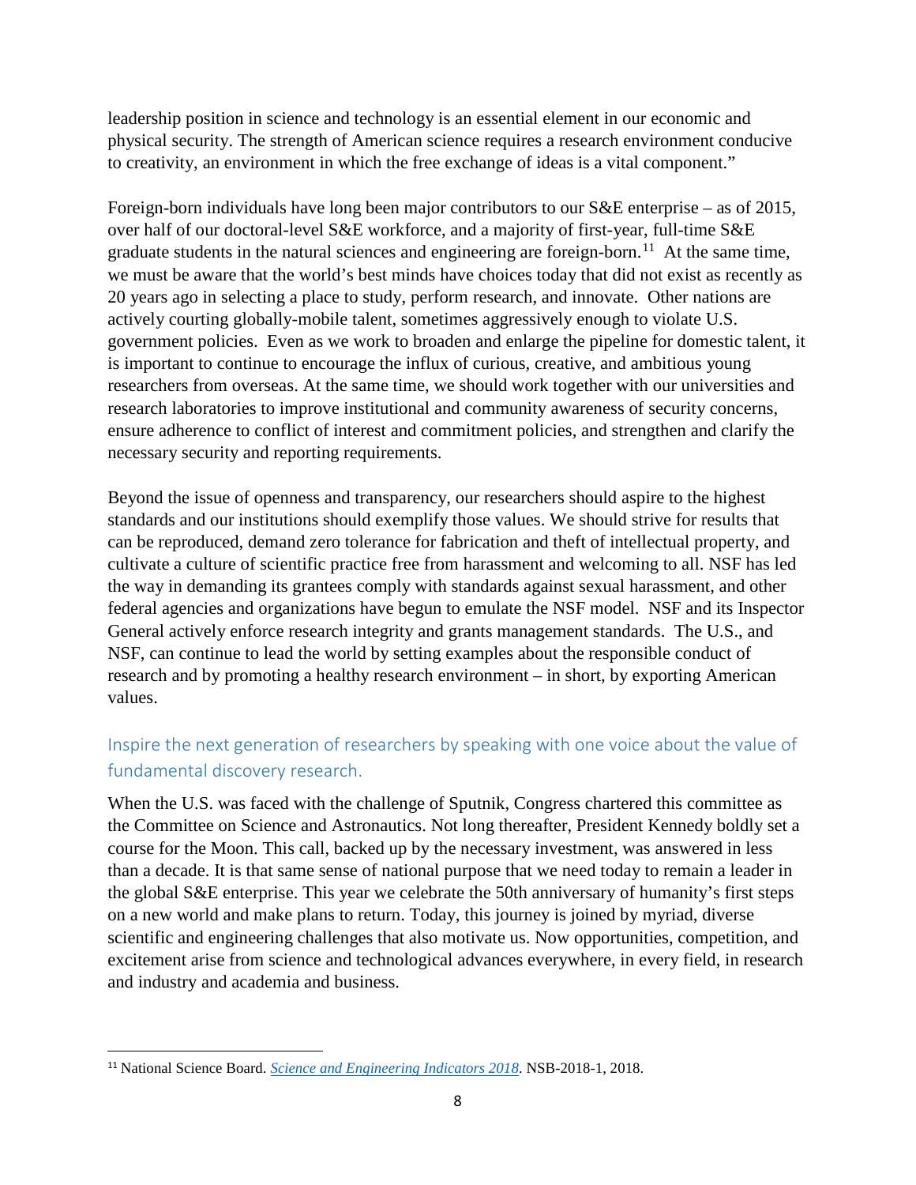leadership position in science and technology is an essential element in our economic and physical security. The strength of American science requires a research environment conducive to creativity, an environment in which the free exchange of ideas is a vital component."

Foreign-born individuals have long been major contributors to our S&E enterprise – as of 2015, over half of our doctoral-level S&E workforce, and a majority of first-year, full-time S&E graduate students in the natural sciences and engineering are foreign-born.[11] At the same time, we must be aware that the world's best minds have choices today that did not exist as recently as 20 years ago in selecting a place to study, perform research, and innovate. Other nations are actively courting globally-mobile talent, sometimes aggressively enough to violate U.S. government policies. Even as we work to broaden and enlarge the pipeline for domestic talent, it is important to continue to encourage the influx of curious, creative, and ambitious young researchers from overseas. At the same time, we should work together with our universities and research laboratories to improve institutional and community awareness of security concerns, ensure adherence to conflict of interest and commitment policies, and strengthen and clarify the necessary security and reporting requirements.

Beyond the issue of openness and transparency, our researchers should aspire to the highest standards and our institutions should exemplify those values. We should strive for results that can be reproduced, demand zero tolerance for fabrication and theft of intellectual property, and cultivate a culture of scientific practice free from harassment and welcoming to all. NSF has led the way in demanding its grantees comply with standards against sexual harassment, and other federal agencies and organizations have begun to emulate the NSF model. NSF and its Inspector General actively enforce research integrity and grants management standards. The U.S., and NSF, can continue to lead the world by setting examples about the responsible conduct of research and by promoting a healthy research environment – in short, by exporting American values.

## Inspire the next generation of researchers by speaking with one voice about the value of fundamental discovery research.

When the U.S. was faced with the challenge of Sputnik, Congress chartered this committee as the Committee on Science and Astronautics. Not long thereafter, President Kennedy boldly set a course for the Moon. This call, backed up by the necessary investment, was answered in less than a decade. It is that same sense of national purpose that we need today to remain a leader in the global S&E enterprise. This year we celebrate the 50th anniversary of humanity's first steps on a new world and make plans to return. Today, this journey is joined by myriad, diverse scientific and engineering challenges that also motivate us. Now opportunities, competition, and excitement arise from science and technological advances everywhere, in every field, in research and industry and academia and business.

---

[11] National Science Board. *Science and Engineering Indicators 2018*. NSB-2018-1, 2018.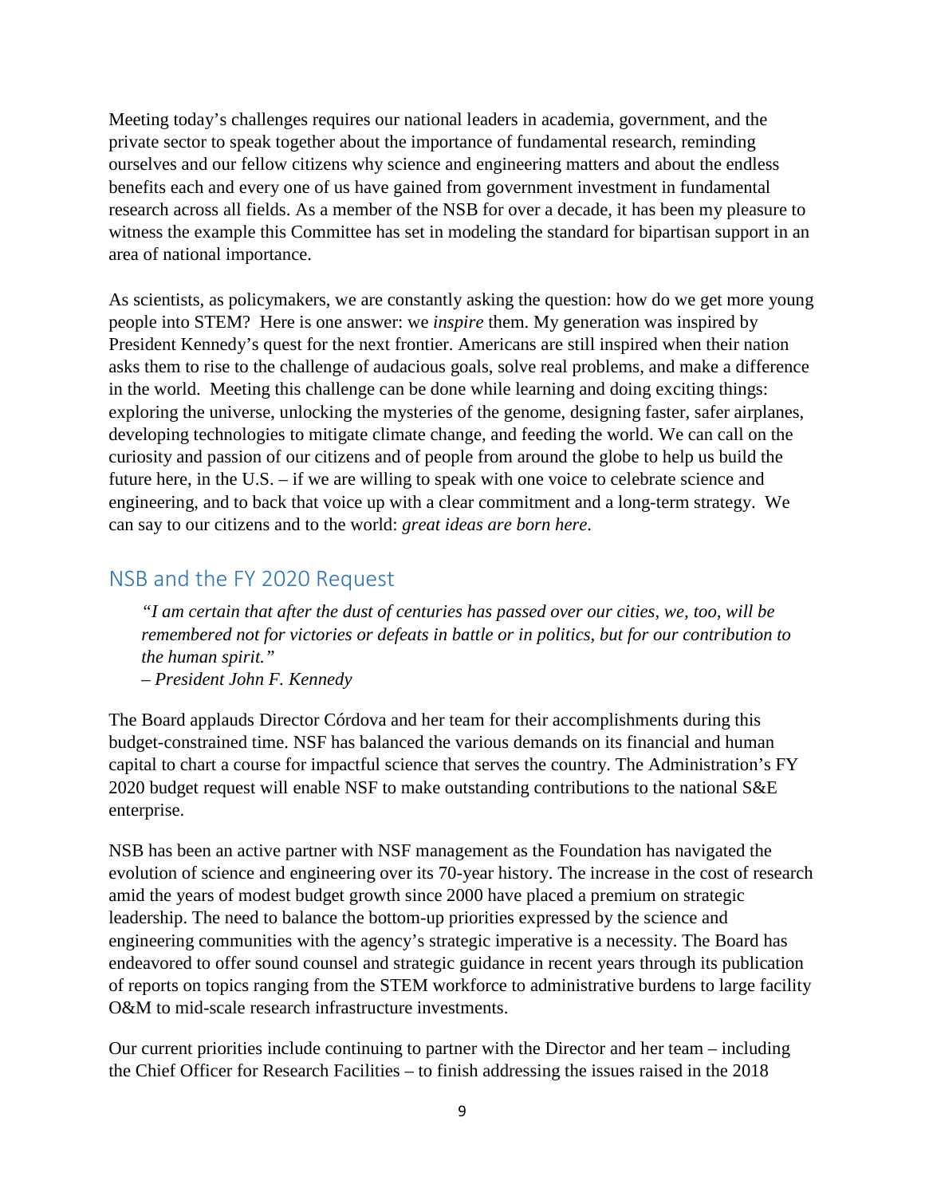Meeting today's challenges requires our national leaders in academia, government, and the private sector to speak together about the importance of fundamental research, reminding ourselves and our fellow citizens why science and engineering matters and about the endless benefits each and every one of us have gained from government investment in fundamental research across all fields. As a member of the NSB for over a decade, it has been my pleasure to witness the example this Committee has set in modeling the standard for bipartisan support in an area of national importance.

As scientists, as policymakers, we are constantly asking the question: how do we get more young people into STEM? Here is one answer: we *inspire* them. My generation was inspired by President Kennedy's quest for the next frontier. Americans are still inspired when their nation asks them to rise to the challenge of audacious goals, solve real problems, and make a difference in the world. Meeting this challenge can be done while learning and doing exciting things: exploring the universe, unlocking the mysteries of the genome, designing faster, safer airplanes, developing technologies to mitigate climate change, and feeding the world. We can call on the curiosity and passion of our citizens and of people from around the globe to help us build the future here, in the U.S. – if we are willing to speak with one voice to celebrate science and engineering, and to back that voice up with a clear commitment and a long-term strategy. We can say to our citizens and to the world: *great ideas are born here*.

## NSB and the FY 2020 Request

> *"I am certain that after the dust of centuries has passed over our cities, we, too, will be remembered not for victories or defeats in battle or in politics, but for our contribution to the human spirit."*
> *– President John F. Kennedy*

The Board applauds Director Córdova and her team for their accomplishments during this budget-constrained time. NSF has balanced the various demands on its financial and human capital to chart a course for impactful science that serves the country. The Administration's FY 2020 budget request will enable NSF to make outstanding contributions to the national S&E enterprise.

NSB has been an active partner with NSF management as the Foundation has navigated the evolution of science and engineering over its 70-year history. The increase in the cost of research amid the years of modest budget growth since 2000 have placed a premium on strategic leadership. The need to balance the bottom-up priorities expressed by the science and engineering communities with the agency's strategic imperative is a necessity. The Board has endeavored to offer sound counsel and strategic guidance in recent years through its publication of reports on topics ranging from the STEM workforce to administrative burdens to large facility O&M to mid-scale research infrastructure investments.

Our current priorities include continuing to partner with the Director and her team – including the Chief Officer for Research Facilities – to finish addressing the issues raised in the 2018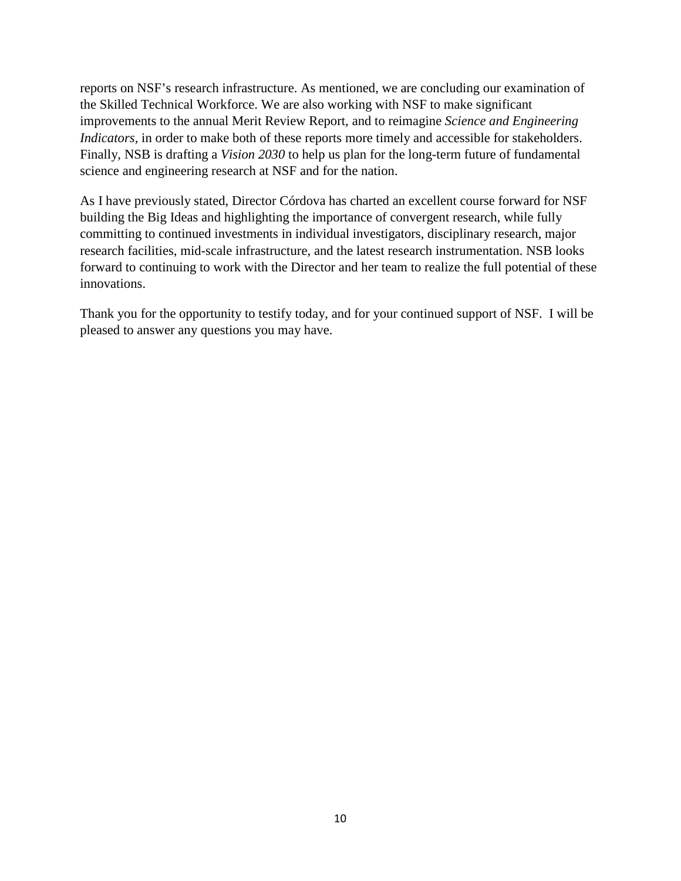reports on NSF's research infrastructure. As mentioned, we are concluding our examination of the Skilled Technical Workforce. We are also working with NSF to make significant improvements to the annual Merit Review Report, and to reimagine *Science and Engineering Indicators,* in order to make both of these reports more timely and accessible for stakeholders. Finally, NSB is drafting a *Vision 2030* to help us plan for the long-term future of fundamental science and engineering research at NSF and for the nation.

As I have previously stated, Director Córdova has charted an excellent course forward for NSF building the Big Ideas and highlighting the importance of convergent research, while fully committing to continued investments in individual investigators, disciplinary research, major research facilities, mid-scale infrastructure, and the latest research instrumentation. NSB looks forward to continuing to work with the Director and her team to realize the full potential of these innovations.

Thank you for the opportunity to testify today, and for your continued support of NSF. I will be pleased to answer any questions you may have.